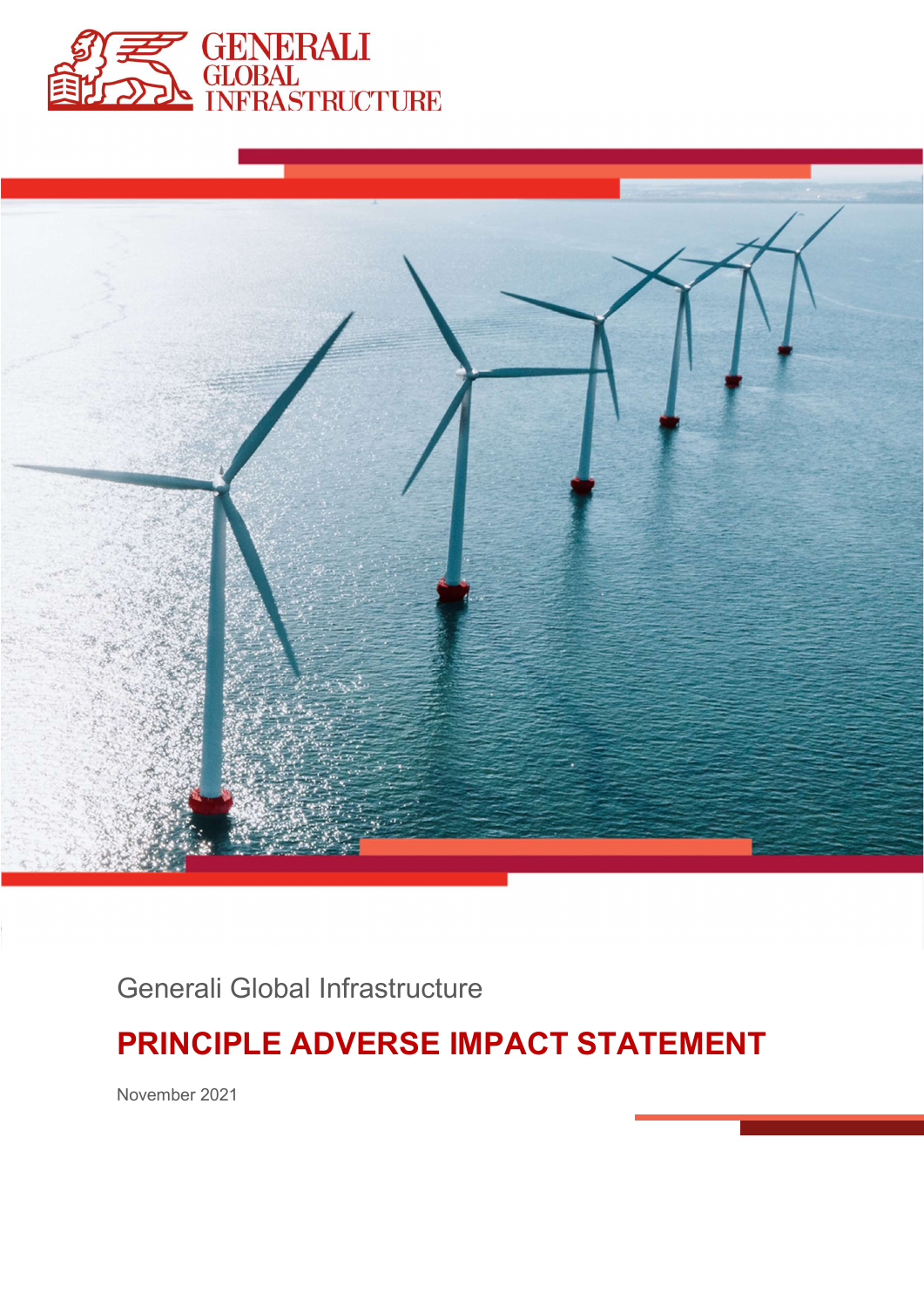GENERALI GLOBAL INFRASTRUCTURE

Generali Global Infrastructure

# PRINCIPLE ADVERSE IMPACT STATEMENT

November 2021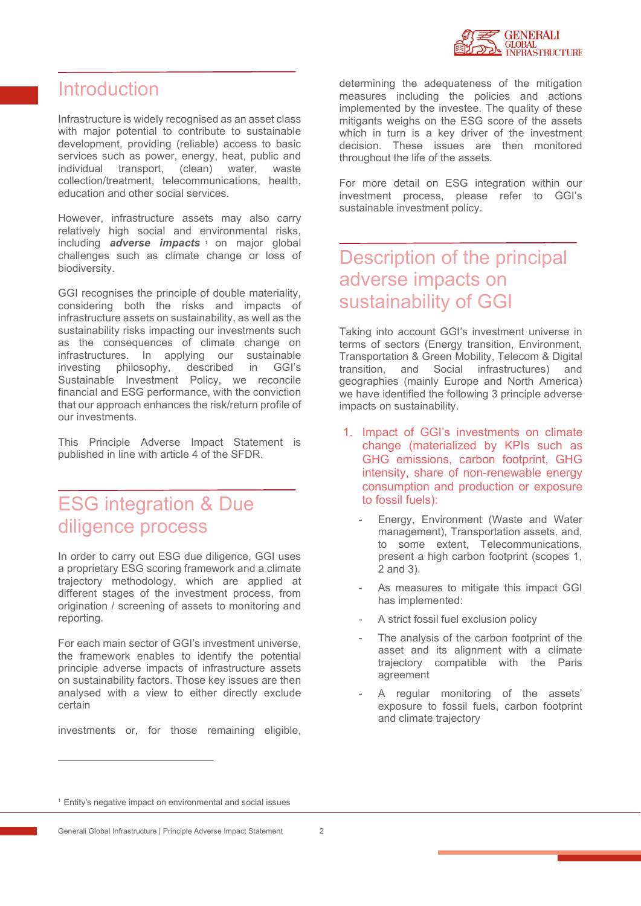## Introduction

Infrastructure is widely recognised as an asset class with major potential to contribute to sustainable development, providing (reliable) access to basic services such as power, energy, heat, public and individual transport, (clean) water, waste collection/treatment, telecommunications, health, education and other social services.

However, infrastructure assets may also carry relatively high social and environmental risks, including ***adverse impacts*** [1] on major global challenges such as climate change or loss of biodiversity.

GGI recognises the principle of double materiality, considering both the risks and impacts of infrastructure assets on sustainability, as well as the sustainability risks impacting our investments such as the consequences of climate change on infrastructures. In applying our sustainable investing philosophy, described in GGI's Sustainable Investment Policy, we reconcile financial and ESG performance, with the conviction that our approach enhances the risk/return profile of our investments.

This Principle Adverse Impact Statement is published in line with article 4 of the SFDR.

## ESG integration & Due diligence process

In order to carry out ESG due diligence, GGI uses a proprietary ESG scoring framework and a climate trajectory methodology, which are applied at different stages of the investment process, from origination / screening of assets to monitoring and reporting.

For each main sector of GGI's investment universe, the framework enables to identify the potential principle adverse impacts of infrastructure assets on sustainability factors. Those key issues are then analysed with a view to either directly exclude certain investments or, for those remaining eligible, determining the adequateness of the mitigation measures including the policies and actions implemented by the investee. The quality of these mitigants weighs on the ESG score of the assets which in turn is a key driver of the investment decision. These issues are then monitored throughout the life of the assets.

For more detail on ESG integration within our investment process, please refer to GGI's sustainable investment policy.

## Description of the principal adverse impacts on sustainability of GGI

Taking into account GGI's investment universe in terms of sectors (Energy transition, Environment, Transportation & Green Mobility, Telecom & Digital transition, and Social infrastructures) and geographies (mainly Europe and North America) we have identified the following 3 principle adverse impacts on sustainability.

1. Impact of GGI's investments on climate change (materialized by KPIs such as GHG emissions, carbon footprint, GHG intensity, share of non-renewable energy consumption and production or exposure to fossil fuels):
   - Energy, Environment (Waste and Water management), Transportation assets, and, to some extent, Telecommunications, present a high carbon footprint (scopes 1, 2 and 3).
   - As measures to mitigate this impact GGI has implemented:
   - A strict fossil fuel exclusion policy
   - The analysis of the carbon footprint of the asset and its alignment with a climate trajectory compatible with the Paris agreement
   - A regular monitoring of the assets' exposure to fossil fuels, carbon footprint and climate trajectory

---

[1] Entity's negative impact on environmental and social issues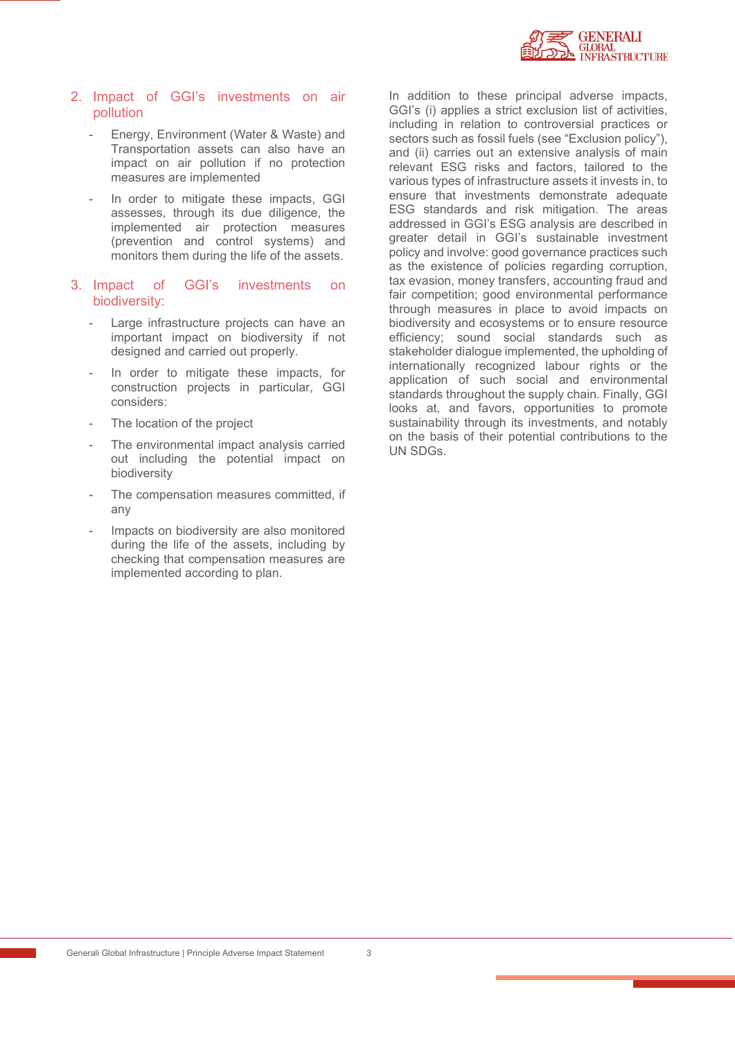2. Impact of GGI's investments on air pollution

- Energy, Environment (Water & Waste) and Transportation assets can also have an impact on air pollution if no protection measures are implemented
- In order to mitigate these impacts, GGI assesses, through its due diligence, the implemented air protection measures (prevention and control systems) and monitors them during the life of the assets.

3. Impact of GGI's investments on biodiversity:

- Large infrastructure projects can have an important impact on biodiversity if not designed and carried out properly.
- In order to mitigate these impacts, for construction projects in particular, GGI considers:
- The location of the project
- The environmental impact analysis carried out including the potential impact on biodiversity
- The compensation measures committed, if any
- Impacts on biodiversity are also monitored during the life of the assets, including by checking that compensation measures are implemented according to plan.

In addition to these principal adverse impacts, GGI's (i) applies a strict exclusion list of activities, including in relation to controversial practices or sectors such as fossil fuels (see "Exclusion policy"), and (ii) carries out an extensive analysis of main relevant ESG risks and factors, tailored to the various types of infrastructure assets it invests in, to ensure that investments demonstrate adequate ESG standards and risk mitigation. The areas addressed in GGI's ESG analysis are described in greater detail in GGI's sustainable investment policy and involve: good governance practices such as the existence of policies regarding corruption, tax evasion, money transfers, accounting fraud and fair competition; good environmental performance through measures in place to avoid impacts on biodiversity and ecosystems or to ensure resource efficiency; sound social standards such as stakeholder dialogue implemented, the upholding of internationally recognized labour rights or the application of such social and environmental standards throughout the supply chain. Finally, GGI looks at, and favors, opportunities to promote sustainability through its investments, and notably on the basis of their potential contributions to the UN SDGs.